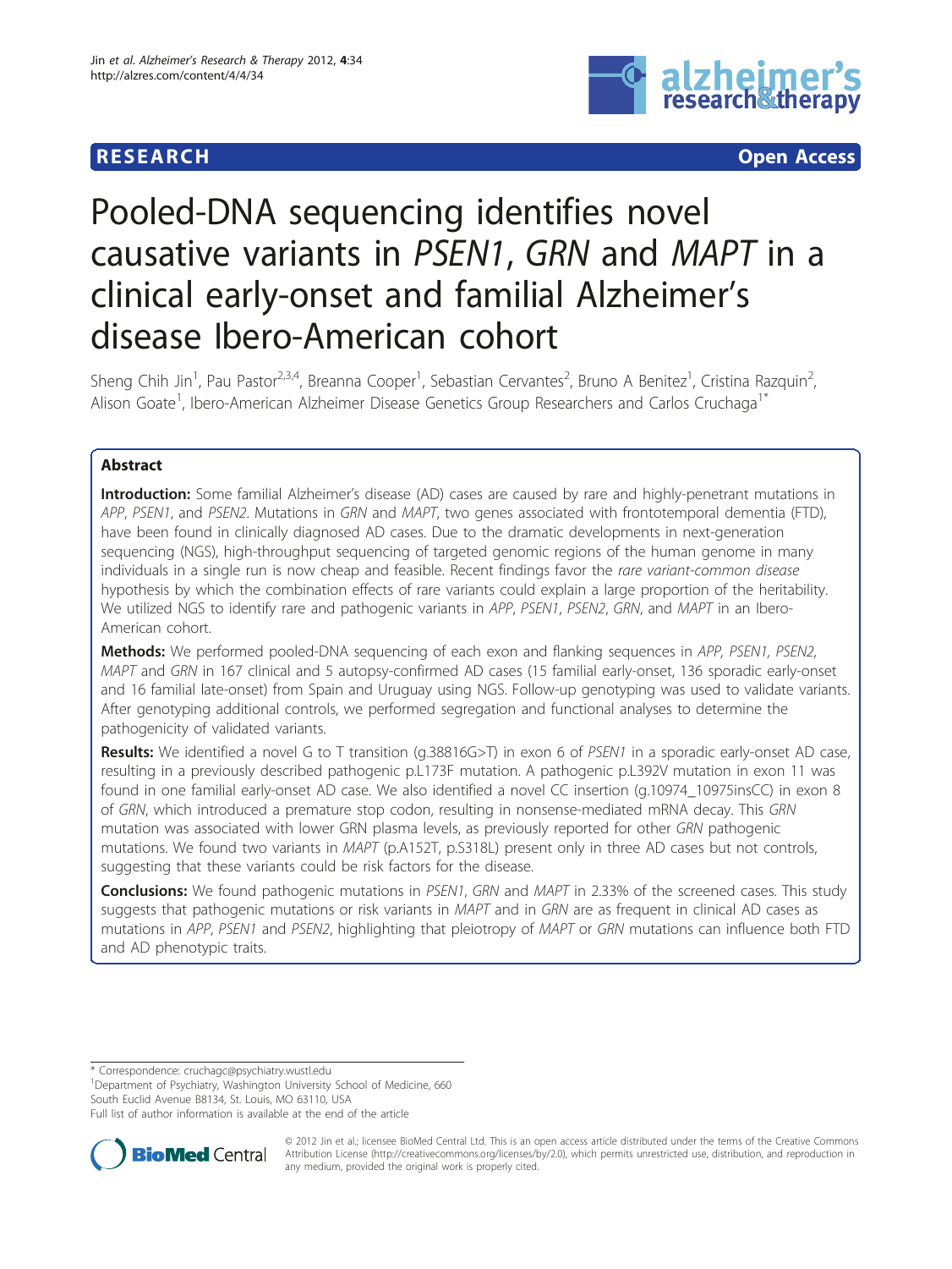**RESEARCH** **Open Access**

# Pooled-DNA sequencing identifies novel causative variants in *PSEN1*, *GRN* and *MAPT* in a clinical early-onset and familial Alzheimer's disease Ibero-American cohort

Sheng Chih Jin[1], Pau Pastor[2,3,4], Breanna Cooper[1], Sebastian Cervantes[2], Bruno A Benitez[1], Cristina Razquin[2], Alison Goate[1], Ibero-American Alzheimer Disease Genetics Group Researchers and Carlos Cruchaga[1*]

## Abstract

**Introduction:** Some familial Alzheimer's disease (AD) cases are caused by rare and highly-penetrant mutations in *APP*, *PSEN1*, and *PSEN2*. Mutations in *GRN* and *MAPT*, two genes associated with frontotemporal dementia (FTD), have been found in clinically diagnosed AD cases. Due to the dramatic developments in next-generation sequencing (NGS), high-throughput sequencing of targeted genomic regions of the human genome in many individuals in a single run is now cheap and feasible. Recent findings favor the *rare variant-common disease* hypothesis by which the combination effects of rare variants could explain a large proportion of the heritability. We utilized NGS to identify rare and pathogenic variants in *APP*, *PSEN1*, *PSEN2*, *GRN*, and *MAPT* in an Ibero-American cohort.

**Methods:** We performed pooled-DNA sequencing of each exon and flanking sequences in *APP, PSEN1, PSEN2, MAPT* and *GRN* in 167 clinical and 5 autopsy-confirmed AD cases (15 familial early-onset, 136 sporadic early-onset and 16 familial late-onset) from Spain and Uruguay using NGS. Follow-up genotyping was used to validate variants. After genotyping additional controls, we performed segregation and functional analyses to determine the pathogenicity of validated variants.

**Results:** We identified a novel G to T transition (g.38816G>T) in exon 6 of *PSEN1* in a sporadic early-onset AD case, resulting in a previously described pathogenic p.L173F mutation. A pathogenic p.L392V mutation in exon 11 was found in one familial early-onset AD case. We also identified a novel CC insertion (g.10974_10975insCC) in exon 8 of *GRN*, which introduced a premature stop codon, resulting in nonsense-mediated mRNA decay. This *GRN* mutation was associated with lower GRN plasma levels, as previously reported for other *GRN* pathogenic mutations. We found two variants in *MAPT* (p.A152T, p.S318L) present only in three AD cases but not controls, suggesting that these variants could be risk factors for the disease.

**Conclusions:** We found pathogenic mutations in *PSEN1*, *GRN* and *MAPT* in 2.33% of the screened cases. This study suggests that pathogenic mutations or risk variants in *MAPT* and in *GRN* are as frequent in clinical AD cases as mutations in *APP*, *PSEN1* and *PSEN2*, highlighting that pleiotropy of *MAPT* or *GRN* mutations can influence both FTD and AD phenotypic traits.

---

\* Correspondence: cruchagc@psychiatry.wustl.edu
[1]Department of Psychiatry, Washington University School of Medicine, 660 South Euclid Avenue B8134, St. Louis, MO 63110, USA
Full list of author information is available at the end of the article

© 2012 Jin et al.; licensee BioMed Central Ltd. This is an open access article distributed under the terms of the Creative Commons Attribution License (http://creativecommons.org/licenses/by/2.0), which permits unrestricted use, distribution, and reproduction in any medium, provided the original work is properly cited.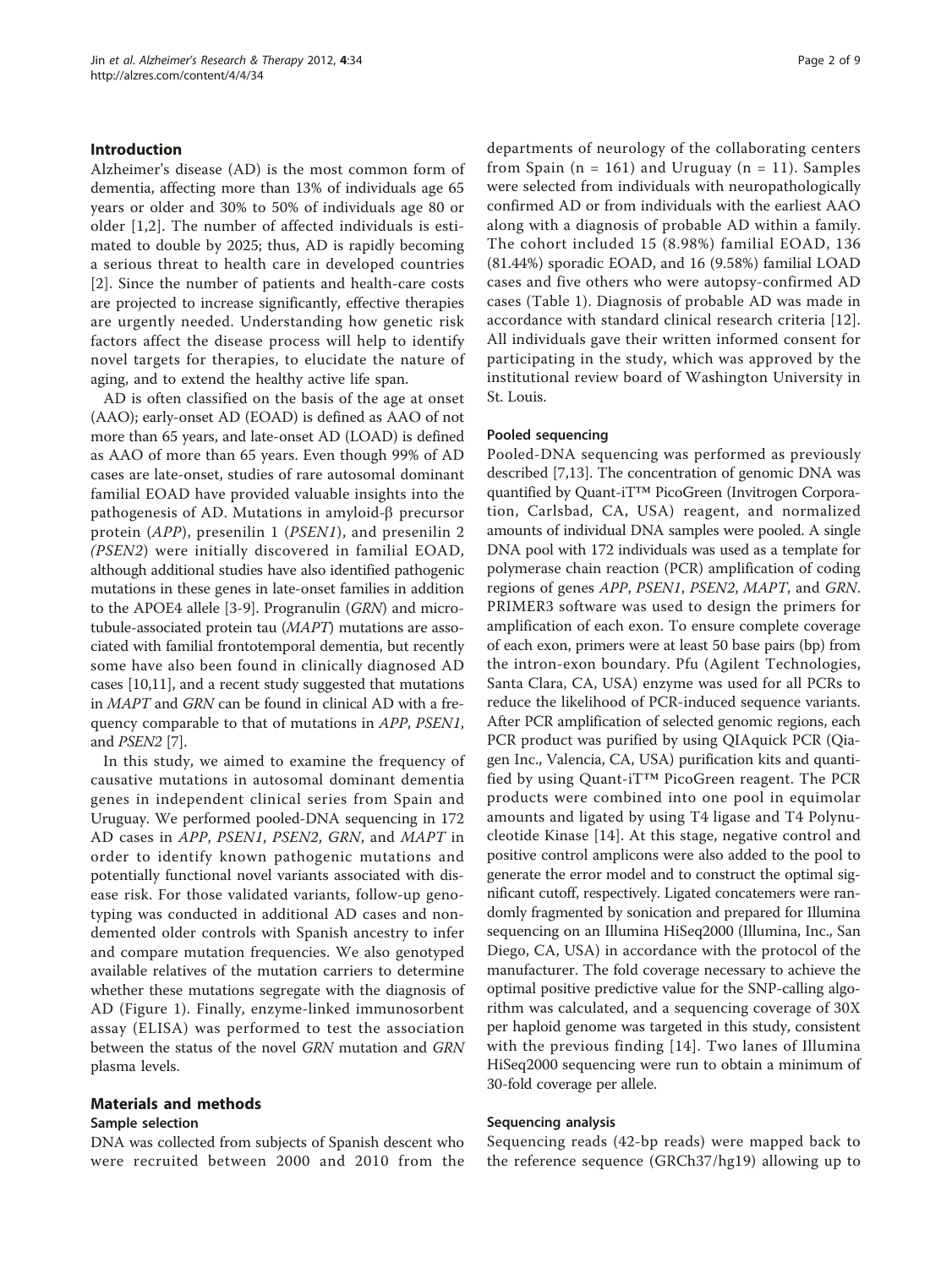## Introduction

Alzheimer's disease (AD) is the most common form of dementia, affecting more than 13% of individuals age 65 years or older and 30% to 50% of individuals age 80 or older [1,2]. The number of affected individuals is estimated to double by 2025; thus, AD is rapidly becoming a serious threat to health care in developed countries [2]. Since the number of patients and health-care costs are projected to increase significantly, effective therapies are urgently needed. Understanding how genetic risk factors affect the disease process will help to identify novel targets for therapies, to elucidate the nature of aging, and to extend the healthy active life span.

AD is often classified on the basis of the age at onset (AAO); early-onset AD (EOAD) is defined as AAO of not more than 65 years, and late-onset AD (LOAD) is defined as AAO of more than 65 years. Even though 99% of AD cases are late-onset, studies of rare autosomal dominant familial EOAD have provided valuable insights into the pathogenesis of AD. Mutations in amyloid-β precursor protein (*APP*), presenilin 1 (*PSEN1*), and presenilin 2 (*PSEN2*) were initially discovered in familial EOAD, although additional studies have also identified pathogenic mutations in these genes in late-onset families in addition to the APOE4 allele [3-9]. Progranulin (*GRN*) and microtubule-associated protein tau (*MAPT*) mutations are associated with familial frontotemporal dementia, but recently some have also been found in clinically diagnosed AD cases [10,11], and a recent study suggested that mutations in *MAPT* and *GRN* can be found in clinical AD with a frequency comparable to that of mutations in *APP*, *PSEN1*, and *PSEN2* [7].

In this study, we aimed to examine the frequency of causative mutations in autosomal dominant dementia genes in independent clinical series from Spain and Uruguay. We performed pooled-DNA sequencing in 172 AD cases in *APP*, *PSEN1*, *PSEN2*, *GRN*, and *MAPT* in order to identify known pathogenic mutations and potentially functional novel variants associated with disease risk. For those validated variants, follow-up genotyping was conducted in additional AD cases and non-demented older controls with Spanish ancestry to infer and compare mutation frequencies. We also genotyped available relatives of the mutation carriers to determine whether these mutations segregate with the diagnosis of AD (Figure 1). Finally, enzyme-linked immunosorbent assay (ELISA) was performed to test the association between the status of the novel *GRN* mutation and *GRN* plasma levels.

## Materials and methods

### Sample selection

DNA was collected from subjects of Spanish descent who were recruited between 2000 and 2010 from the departments of neurology of the collaborating centers from Spain (n = 161) and Uruguay (n = 11). Samples were selected from individuals with neuropathologically confirmed AD or from individuals with the earliest AAO along with a diagnosis of probable AD within a family. The cohort included 15 (8.98%) familial EOAD, 136 (81.44%) sporadic EOAD, and 16 (9.58%) familial LOAD cases and five others who were autopsy-confirmed AD cases (Table 1). Diagnosis of probable AD was made in accordance with standard clinical research criteria [12]. All individuals gave their written informed consent for participating in the study, which was approved by the institutional review board of Washington University in St. Louis.

### Pooled sequencing

Pooled-DNA sequencing was performed as previously described [7,13]. The concentration of genomic DNA was quantified by Quant-iT™ PicoGreen (Invitrogen Corporation, Carlsbad, CA, USA) reagent, and normalized amounts of individual DNA samples were pooled. A single DNA pool with 172 individuals was used as a template for polymerase chain reaction (PCR) amplification of coding regions of genes *APP*, *PSEN1*, *PSEN2*, *MAPT*, and *GRN*. PRIMER3 software was used to design the primers for amplification of each exon. To ensure complete coverage of each exon, primers were at least 50 base pairs (bp) from the intron-exon boundary. Pfu (Agilent Technologies, Santa Clara, CA, USA) enzyme was used for all PCRs to reduce the likelihood of PCR-induced sequence variants. After PCR amplification of selected genomic regions, each PCR product was purified by using QIAquick PCR (Qiagen Inc., Valencia, CA, USA) purification kits and quantified by using Quant-iT™ PicoGreen reagent. The PCR products were combined into one pool in equimolar amounts and ligated by using T4 ligase and T4 Polynucleotide Kinase [14]. At this stage, negative control and positive control amplicons were also added to the pool to generate the error model and to construct the optimal significant cutoff, respectively. Ligated concatemers were randomly fragmented by sonication and prepared for Illumina sequencing on an Illumina HiSeq2000 (Illumina, Inc., San Diego, CA, USA) in accordance with the protocol of the manufacturer. The fold coverage necessary to achieve the optimal positive predictive value for the SNP-calling algorithm was calculated, and a sequencing coverage of 30X per haploid genome was targeted in this study, consistent with the previous finding [14]. Two lanes of Illumina HiSeq2000 sequencing were run to obtain a minimum of 30-fold coverage per allele.

### Sequencing analysis

Sequencing reads (42-bp reads) were mapped back to the reference sequence (GRCh37/hg19) allowing up to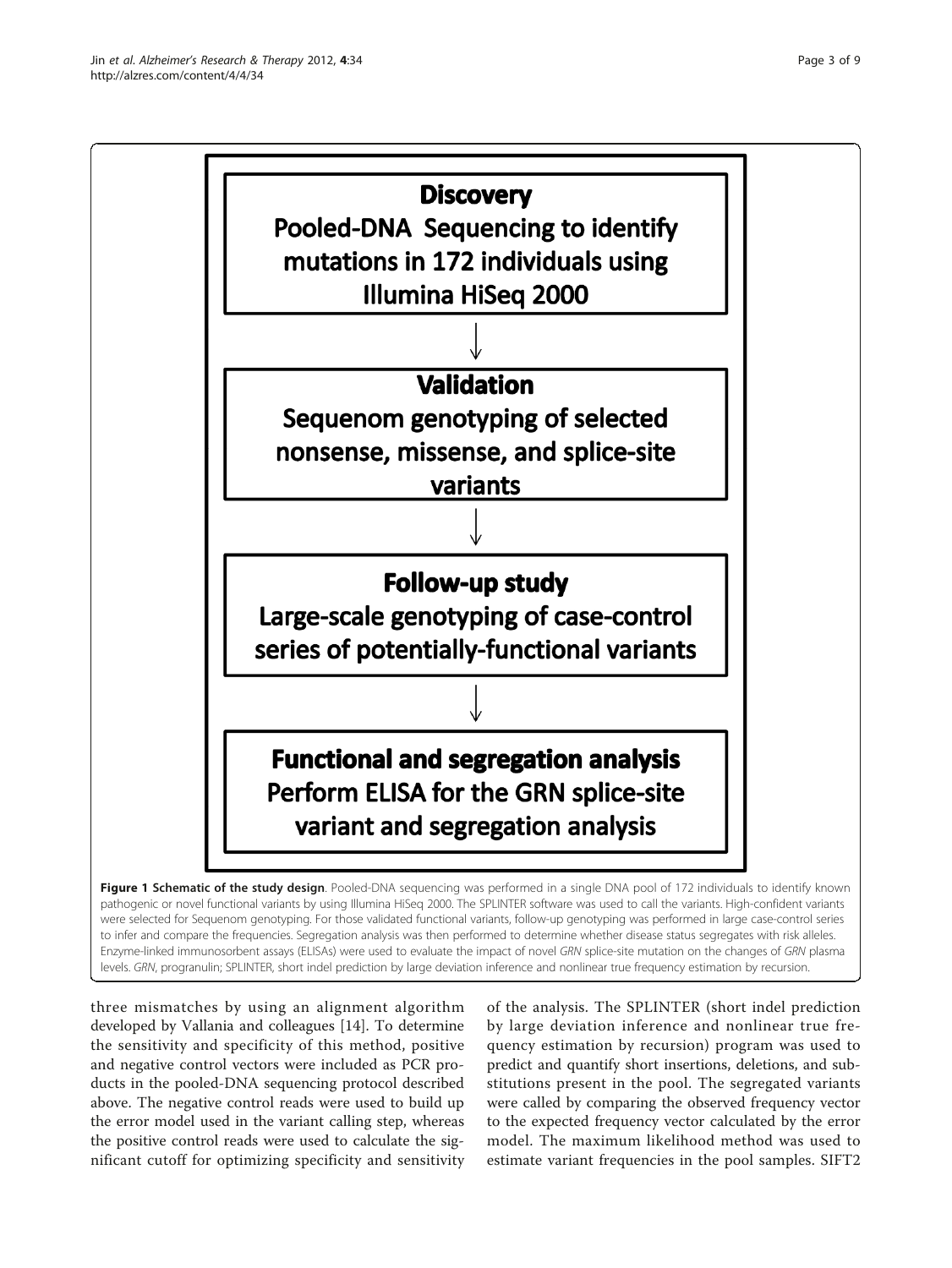**Discovery**
Pooled-DNA Sequencing to identify mutations in 172 individuals using Illumina HiSeq 2000

↓

**Validation**
Sequenom genotyping of selected nonsense, missense, and splice-site variants

↓

**Follow-up study**
Large-scale genotyping of case-control series of potentially-functional variants

↓

**Functional and segregation analysis**
Perform ELISA for the GRN splice-site variant and segregation analysis

**Figure 1 Schematic of the study design**. Pooled-DNA sequencing was performed in a single DNA pool of 172 individuals to identify known pathogenic or novel functional variants by using Illumina HiSeq 2000. The SPLINTER software was used to call the variants. High-confident variants were selected for Sequenom genotyping. For those validated functional variants, follow-up genotyping was performed in large case-control series to infer and compare the frequencies. Segregation analysis was then performed to determine whether disease status segregates with risk alleles. Enzyme-linked immunosorbent assays (ELISAs) were used to evaluate the impact of novel *GRN* splice-site mutation on the changes of *GRN* plasma levels. *GRN*, progranulin; SPLINTER, short indel prediction by large deviation inference and nonlinear true frequency estimation by recursion.

three mismatches by using an alignment algorithm developed by Vallania and colleagues [14]. To determine the sensitivity and specificity of this method, positive and negative control vectors were included as PCR products in the pooled-DNA sequencing protocol described above. The negative control reads were used to build up the error model used in the variant calling step, whereas the positive control reads were used to calculate the significant cutoff for optimizing specificity and sensitivity of the analysis. The SPLINTER (short indel prediction by large deviation inference and nonlinear true frequency estimation by recursion) program was used to predict and quantify short insertions, deletions, and substitutions present in the pool. The segregated variants were called by comparing the observed frequency vector to the expected frequency vector calculated by the error model. The maximum likelihood method was used to estimate variant frequencies in the pool samples. SIFT2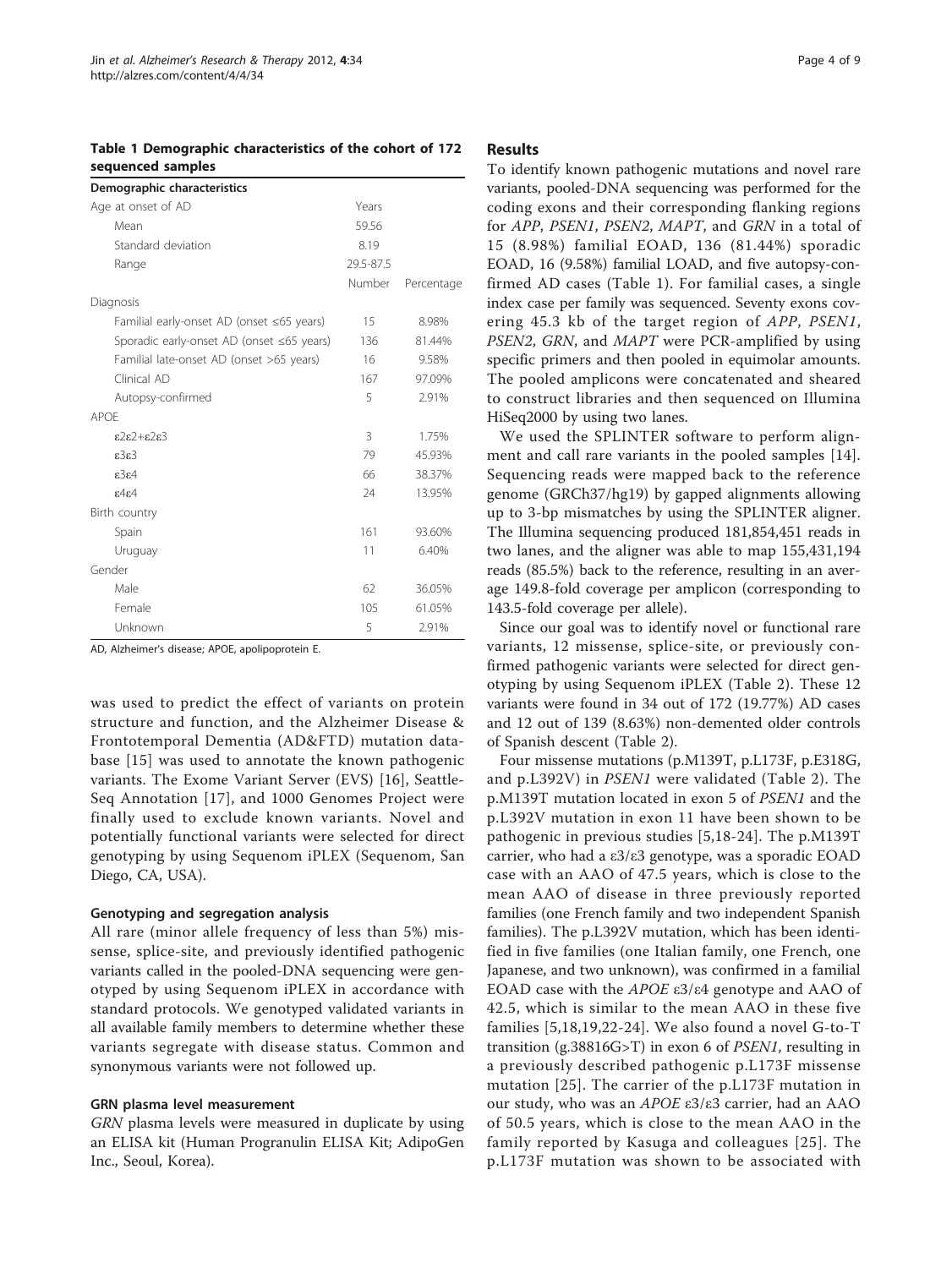**Table 1 Demographic characteristics of the cohort of 172 sequenced samples**

| Demographic characteristics | | |
|---|---|---|
| Age at onset of AD | Years | |
| Mean | 59.56 | |
| Standard deviation | 8.19 | |
| Range | 29.5-87.5 | |
| | Number | Percentage |
| Diagnosis | | |
| Familial early-onset AD (onset ≤65 years) | 15 | 8.98% |
| Sporadic early-onset AD (onset ≤65 years) | 136 | 81.44% |
| Familial late-onset AD (onset >65 years) | 16 | 9.58% |
| Clinical AD | 167 | 97.09% |
| Autopsy-confirmed | 5 | 2.91% |
| APOE | | |
| ε2ε2+ε2ε3 | 3 | 1.75% |
| ε3ε3 | 79 | 45.93% |
| ε3ε4 | 66 | 38.37% |
| ε4ε4 | 24 | 13.95% |
| Birth country | | |
| Spain | 161 | 93.60% |
| Uruguay | 11 | 6.40% |
| Gender | | |
| Male | 62 | 36.05% |
| Female | 105 | 61.05% |
| Unknown | 5 | 2.91% |

AD, Alzheimer's disease; APOE, apolipoprotein E.

was used to predict the effect of variants on protein structure and function, and the Alzheimer Disease & Frontotemporal Dementia (AD&FTD) mutation database [15] was used to annotate the known pathogenic variants. The Exome Variant Server (EVS) [16], SeattleSeq Annotation [17], and 1000 Genomes Project were finally used to exclude known variants. Novel and potentially functional variants were selected for direct genotyping by using Sequenom iPLEX (Sequenom, San Diego, CA, USA).

### Genotyping and segregation analysis

All rare (minor allele frequency of less than 5%) missense, splice-site, and previously identified pathogenic variants called in the pooled-DNA sequencing were genotyped by using Sequenom iPLEX in accordance with standard protocols. We genotyped validated variants in all available family members to determine whether these variants segregate with disease status. Common and synonymous variants were not followed up.

### GRN plasma level measurement

*GRN* plasma levels were measured in duplicate by using an ELISA kit (Human Progranulin ELISA Kit; AdipoGen Inc., Seoul, Korea).

## Results

To identify known pathogenic mutations and novel rare variants, pooled-DNA sequencing was performed for the coding exons and their corresponding flanking regions for *APP*, *PSEN1*, *PSEN2*, *MAPT*, and *GRN* in a total of 15 (8.98%) familial EOAD, 136 (81.44%) sporadic EOAD, 16 (9.58%) familial LOAD, and five autopsy-confirmed AD cases (Table 1). For familial cases, a single index case per family was sequenced. Seventy exons covering 45.3 kb of the target region of *APP*, *PSEN1*, *PSEN2*, *GRN*, and *MAPT* were PCR-amplified by using specific primers and then pooled in equimolar amounts. The pooled amplicons were concatenated and sheared to construct libraries and then sequenced on Illumina HiSeq2000 by using two lanes.

We used the SPLINTER software to perform alignment and call rare variants in the pooled samples [14]. Sequencing reads were mapped back to the reference genome (GRCh37/hg19) by gapped alignments allowing up to 3-bp mismatches by using the SPLINTER aligner. The Illumina sequencing produced 181,854,451 reads in two lanes, and the aligner was able to map 155,431,194 reads (85.5%) back to the reference, resulting in an average 149.8-fold coverage per amplicon (corresponding to 143.5-fold coverage per allele).

Since our goal was to identify novel or functional rare variants, 12 missense, splice-site, or previously confirmed pathogenic variants were selected for direct genotyping by using Sequenom iPLEX (Table 2). These 12 variants were found in 34 out of 172 (19.77%) AD cases and 12 out of 139 (8.63%) non-demented older controls of Spanish descent (Table 2).

Four missense mutations (p.M139T, p.L173F, p.E318G, and p.L392V) in *PSEN1* were validated (Table 2). The p.M139T mutation located in exon 5 of *PSEN1* and the p.L392V mutation in exon 11 have been shown to be pathogenic in previous studies [5,18-24]. The p.M139T carrier, who had a ε3/ε3 genotype, was a sporadic EOAD case with an AAO of 47.5 years, which is close to the mean AAO of disease in three previously reported families (one French family and two independent Spanish families). The p.L392V mutation, which has been identified in five families (one Italian family, one French, one Japanese, and two unknown), was confirmed in a familial EOAD case with the *APOE* ε3/ε4 genotype and AAO of 42.5, which is similar to the mean AAO in these five families [5,18,19,22-24]. We also found a novel G-to-T transition (g.38816G>T) in exon 6 of *PSEN1*, resulting in a previously described pathogenic p.L173F missense mutation [25]. The carrier of the p.L173F mutation in our study, who was an *APOE* ε3/ε3 carrier, had an AAO of 50.5 years, which is close to the mean AAO in the family reported by Kasuga and colleagues [25]. The p.L173F mutation was shown to be associated with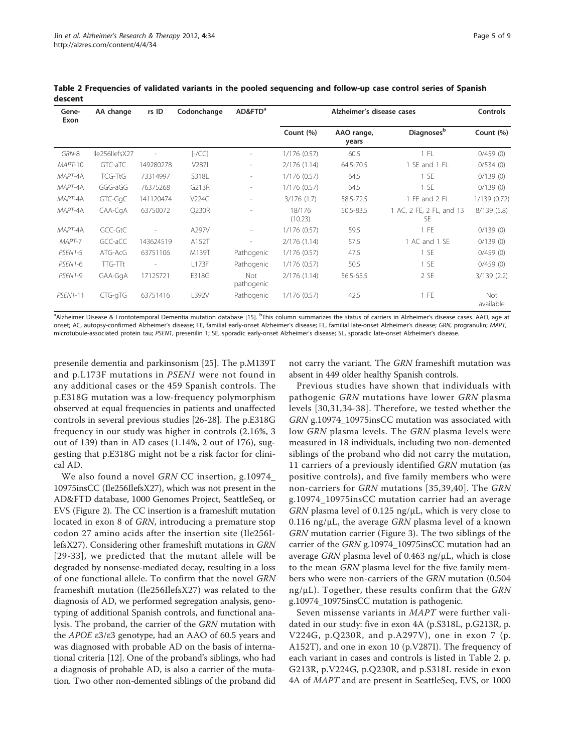**Table 2 Frequencies of validated variants in the pooled sequencing and follow-up case control series of Spanish descent**

| Gene-Exon | AA change | rs ID | Codonchange | AD&FTD[a] | Alzheimer's disease cases | | | Controls |
|---|---|---|---|---|---|---|---|---|
| | | | | | Count (%) | AAO range, years | Diagnoses[b] | Count (%) |
| *GRN*-8 | Ile256IlefsX27 | - | [-/CC] | - | 1/176 (0.57) | 60.5 | 1 FL | 0/459 (0) |
| *MAPT*-10 | GTC-aTC | 149280278 | V287I | - | 2/176 (1.14) | 64.5-70.5 | 1 SE and 1 FL | 0/534 (0) |
| *MAPT*-4A | TCG-TtG | 73314997 | S318L | - | 1/176 (0.57) | 64.5 | 1 SE | 0/139 (0) |
| *MAPT*-4A | GGG-aGG | 76375268 | G213R | - | 1/176 (0.57) | 64.5 | 1 SE | 0/139 (0) |
| *MAPT*-4A | GTC-GgC | 141120474 | V224G | - | 3/176 (1.7) | 58.5-72.5 | 1 FE and 2 FL | 1/139 (0.72) |
| *MAPT*-4A | CAA-CgA | 63750072 | Q230R | - | 18/176 (10.23) | 50.5-83.5 | 1 AC, 2 FE, 2 FL, and 13 SE | 8/139 (5.8) |
| *MAPT*-4A | GCC-GtC | - | A297V | - | 1/176 (0.57) | 59.5 | 1 FE | 0/139 (0) |
| *MAPT*-7 | GCC-aCC | 143624519 | A152T | - | 2/176 (1.14) | 57.5 | 1 AC and 1 SE | 0/139 (0) |
| *PSEN1*-5 | ATG-AcG | 63751106 | M139T | Pathogenic | 1/176 (0.57) | 47.5 | 1 SE | 0/459 (0) |
| *PSEN1*-6 | TTG-TTt | - | L173F | Pathogenic | 1/176 (0.57) | 50.5 | 1 SE | 0/459 (0) |
| *PSEN1*-9 | GAA-GgA | 17125721 | E318G | Not pathogenic | 2/176 (1.14) | 56.5-65.5 | 2 SE | 3/139 (2.2) |
| *PSEN1*-11 | CTG-gTG | 63751416 | L392V | Pathogenic | 1/176 (0.57) | 42.5 | 1 FE | Not available |

[a]Alzheimer Disease & Frontotemporal Dementia mutation database [15]. [b]This column summarizes the status of carriers in Alzheimer's disease cases. AAO, age at onset; AC, autopsy-confirmed Alzheimer's disease; FE, familial early-onset Alzheimer's disease; FL, familial late-onset Alzheimer's disease; GRN, progranulin; MAPT, microtubule-associated protein tau; PSEN1, presenilin 1; SE, sporadic early-onset Alzheimer's disease; SL, sporadic late-onset Alzheimer's disease.

presenile dementia and parkinsonism [25]. The p.M139T and p.L173F mutations in *PSEN1* were not found in any additional cases or the 459 Spanish controls. The p.E318G mutation was a low-frequency polymorphism observed at equal frequencies in patients and unaffected controls in several previous studies [26-28]. The p.E318G frequency in our study was higher in controls (2.16%, 3 out of 139) than in AD cases (1.14%, 2 out of 176), suggesting that p.E318G might not be a risk factor for clinical AD.

We also found a novel *GRN* CC insertion, g.10974_10975insCC (Ile256IlefsX27), which was not present in the AD&FTD database, 1000 Genomes Project, SeattleSeq, or EVS (Figure 2). The CC insertion is a frameshift mutation located in exon 8 of *GRN*, introducing a premature stop codon 27 amino acids after the insertion site (Ile256IlefsX27). Considering other frameshift mutations in *GRN* [29-33], we predicted that the mutant allele will be degraded by nonsense-mediated decay, resulting in a loss of one functional allele. To confirm that the novel *GRN* frameshift mutation (Ile256IlefsX27) was related to the diagnosis of AD, we performed segregation analysis, genotyping of additional Spanish controls, and functional analysis. The proband, the carrier of the *GRN* mutation with the *APOE* ε3/ε3 genotype, had an AAO of 60.5 years and was diagnosed with probable AD on the basis of international criteria [12]. One of the proband's siblings, who had a diagnosis of probable AD, is also a carrier of the mutation. Two other non-demented siblings of the proband did not carry the variant. The *GRN* frameshift mutation was absent in 449 older healthy Spanish controls.

Previous studies have shown that individuals with pathogenic *GRN* mutations have lower *GRN* plasma levels [30,31,34-38]. Therefore, we tested whether the *GRN* g.10974_10975insCC mutation was associated with low *GRN* plasma levels. The *GRN* plasma levels were measured in 18 individuals, including two non-demented siblings of the proband who did not carry the mutation, 11 carriers of a previously identified *GRN* mutation (as positive controls), and five family members who were non-carriers for *GRN* mutations [35,39,40]. The *GRN* g.10974_10975insCC mutation carrier had an average *GRN* plasma level of 0.125 ng/μL, which is very close to 0.116 ng/μL, the average *GRN* plasma level of a known *GRN* mutation carrier (Figure 3). The two siblings of the carrier of the *GRN* g.10974_10975insCC mutation had an average *GRN* plasma level of 0.463 ng/μL, which is close to the mean *GRN* plasma level for the five family members who were non-carriers of the *GRN* mutation (0.504 ng/μL). Together, these results confirm that the *GRN* g.10974_10975insCC mutation is pathogenic.

Seven missense variants in *MAPT* were further validated in our study: five in exon 4A (p.S318L, p.G213R, p.V224G, p.Q230R, and p.A297V), one in exon 7 (p.A152T), and one in exon 10 (p.V287I). The frequency of each variant in cases and controls is listed in Table 2. p.G213R, p.V224G, p.Q230R, and p.S318L reside in exon 4A of *MAPT* and are present in SeattleSeq, EVS, or 1000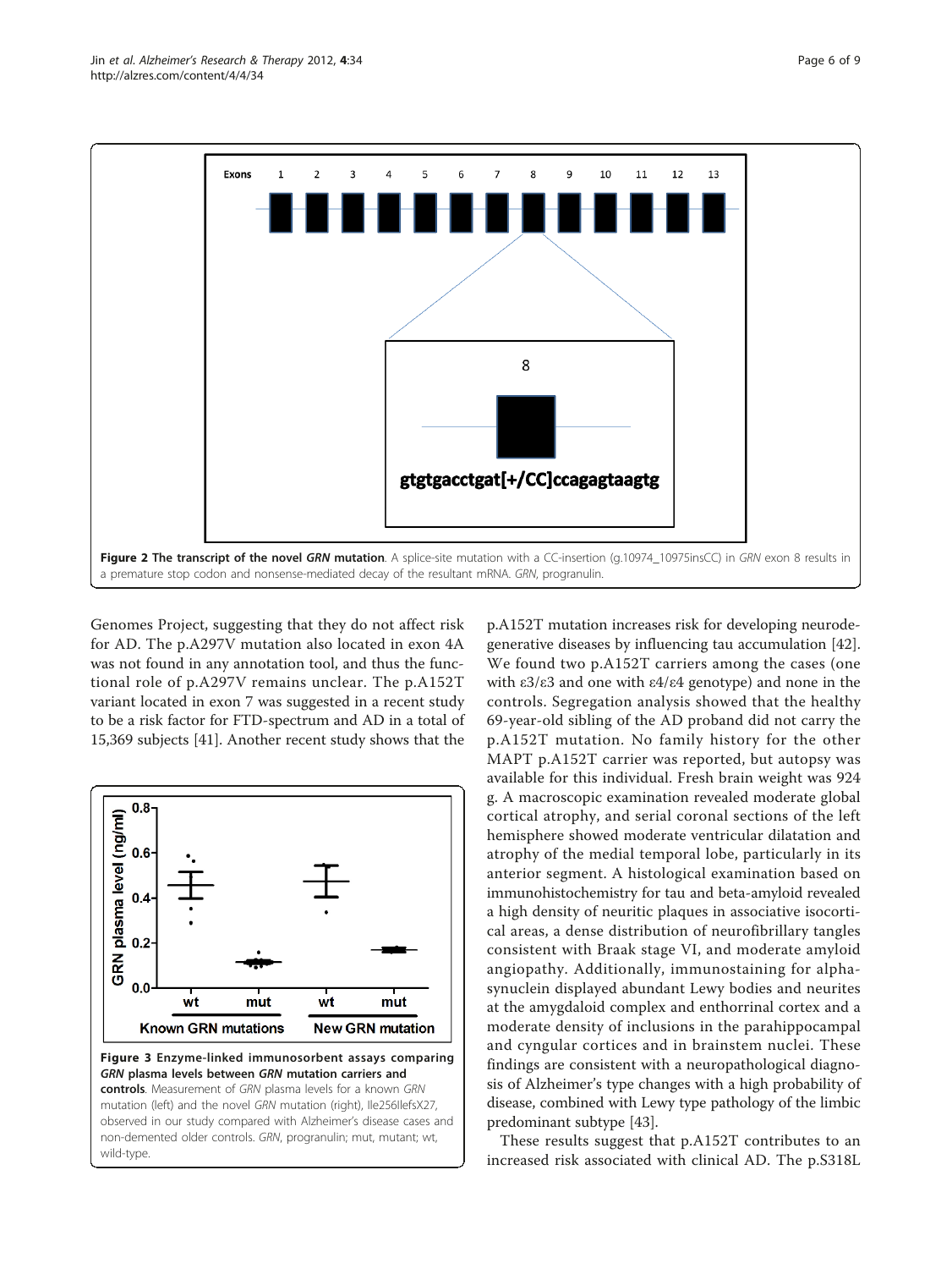**Figure 2 The transcript of the novel *GRN* mutation**. A splice-site mutation with a CC-insertion (g.10974_10975insCC) in *GRN* exon 8 results in a premature stop codon and nonsense-mediated decay of the resultant mRNA. *GRN*, progranulin.

Genomes Project, suggesting that they do not affect risk for AD. The p.A297V mutation also located in exon 4A was not found in any annotation tool, and thus the functional role of p.A297V remains unclear. The p.A152T variant located in exon 7 was suggested in a recent study to be a risk factor for FTD-spectrum and AD in a total of 15,369 subjects [41]. Another recent study shows that the p.A152T mutation increases risk for developing neurodegenerative diseases by influencing tau accumulation [42]. We found two p.A152T carriers among the cases (one with ε3/ε3 and one with ε4/ε4 genotype) and none in the controls. Segregation analysis showed that the healthy 69-year-old sibling of the AD proband did not carry the p.A152T mutation. No family history for the other MAPT p.A152T carrier was reported, but autopsy was available for this individual. Fresh brain weight was 924 g. A macroscopic examination revealed moderate global cortical atrophy, and serial coronal sections of the left hemisphere showed moderate ventricular dilatation and atrophy of the medial temporal lobe, particularly in its anterior segment. A histological examination based on immunohistochemistry for tau and beta-amyloid revealed a high density of neuritic plaques in associative isocortical areas, a dense distribution of neurofibrillary tangles consistent with Braak stage VI, and moderate amyloid angiopathy. Additionally, immunostaining for alpha-synuclein displayed abundant Lewy bodies and neurites at the amygdaloid complex and enthorrinal cortex and a moderate density of inclusions in the parahippocampal and cyngular cortices and in brainstem nuclei. These findings are consistent with a neuropathological diagnosis of Alzheimer's type changes with a high probability of disease, combined with Lewy type pathology of the limbic predominant subtype [43].

**Figure 3 Enzyme-linked immunosorbent assays comparing *GRN* plasma levels between *GRN* mutation carriers and controls**. Measurement of *GRN* plasma levels for a known *GRN* mutation (left) and the novel *GRN* mutation (right), Ile256IlefsX27, observed in our study compared with Alzheimer's disease cases and non-demented older controls. *GRN*, progranulin; mut, mutant; wt, wild-type.

These results suggest that p.A152T contributes to an increased risk associated with clinical AD. The p.S318L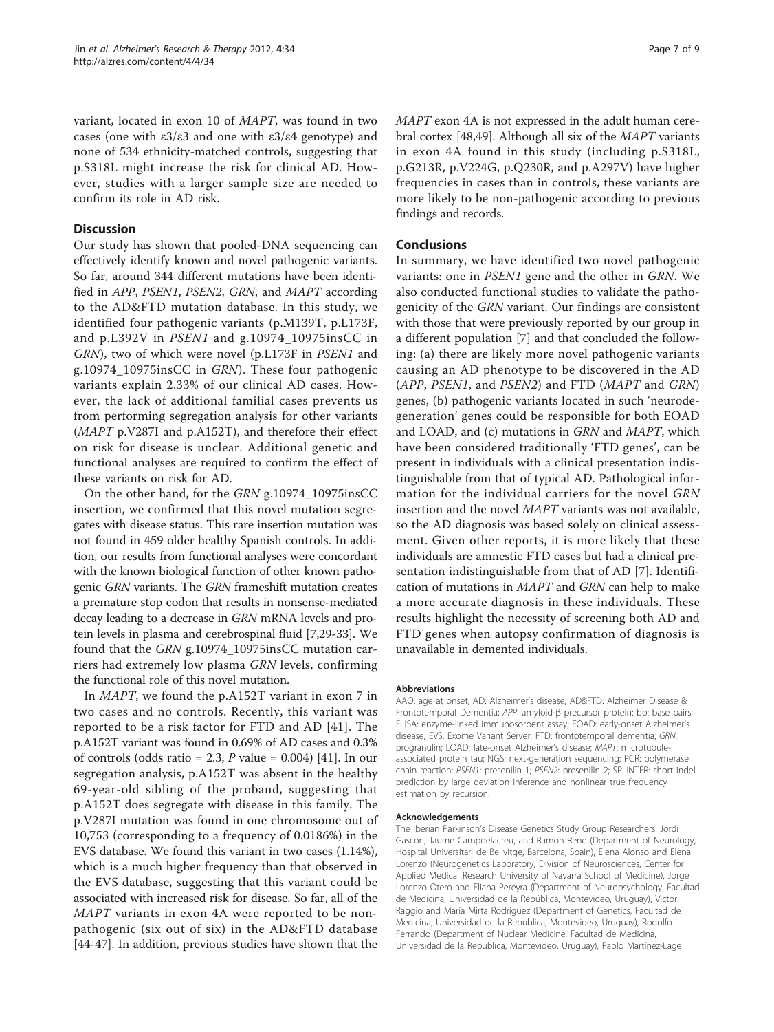variant, located in exon 10 of *MAPT*, was found in two cases (one with ε3/ε3 and one with ε3/ε4 genotype) and none of 534 ethnicity-matched controls, suggesting that p.S318L might increase the risk for clinical AD. However, studies with a larger sample size are needed to confirm its role in AD risk.

## Discussion

Our study has shown that pooled-DNA sequencing can effectively identify known and novel pathogenic variants. So far, around 344 different mutations have been identified in *APP*, *PSEN1*, *PSEN2*, *GRN*, and *MAPT* according to the AD&FTD mutation database. In this study, we identified four pathogenic variants (p.M139T, p.L173F, and p.L392V in *PSEN1* and g.10974_10975insCC in *GRN*), two of which were novel (p.L173F in *PSEN1* and g.10974_10975insCC in *GRN*). These four pathogenic variants explain 2.33% of our clinical AD cases. However, the lack of additional familial cases prevents us from performing segregation analysis for other variants (*MAPT* p.V287I and p.A152T), and therefore their effect on risk for disease is unclear. Additional genetic and functional analyses are required to confirm the effect of these variants on risk for AD.

On the other hand, for the *GRN* g.10974_10975insCC insertion, we confirmed that this novel mutation segregates with disease status. This rare insertion mutation was not found in 459 older healthy Spanish controls. In addition, our results from functional analyses were concordant with the known biological function of other known pathogenic *GRN* variants. The *GRN* frameshift mutation creates a premature stop codon that results in nonsense-mediated decay leading to a decrease in *GRN* mRNA levels and protein levels in plasma and cerebrospinal fluid [7,29-33]. We found that the *GRN* g.10974_10975insCC mutation carriers had extremely low plasma *GRN* levels, confirming the functional role of this novel mutation.

In *MAPT*, we found the p.A152T variant in exon 7 in two cases and no controls. Recently, this variant was reported to be a risk factor for FTD and AD [41]. The p.A152T variant was found in 0.69% of AD cases and 0.3% of controls (odds ratio = 2.3, $P$ value = 0.004) [41]. In our segregation analysis, p.A152T was absent in the healthy 69-year-old sibling of the proband, suggesting that p.A152T does segregate with disease in this family. The p.V287I mutation was found in one chromosome out of 10,753 (corresponding to a frequency of 0.0186%) in the EVS database. We found this variant in two cases (1.14%), which is a much higher frequency than that observed in the EVS database, suggesting that this variant could be associated with increased risk for disease. So far, all of the *MAPT* variants in exon 4A were reported to be non-pathogenic (six out of six) in the AD&FTD database [44-47]. In addition, previous studies have shown that the *MAPT* exon 4A is not expressed in the adult human cerebral cortex [48,49]. Although all six of the *MAPT* variants in exon 4A found in this study (including p.S318L, p.G213R, p.V224G, p.Q230R, and p.A297V) have higher frequencies in cases than in controls, these variants are more likely to be non-pathogenic according to previous findings and records.

## Conclusions

In summary, we have identified two novel pathogenic variants: one in *PSEN1* gene and the other in *GRN*. We also conducted functional studies to validate the pathogenicity of the *GRN* variant. Our findings are consistent with those that were previously reported by our group in a different population [7] and that concluded the following: (a) there are likely more novel pathogenic variants causing an AD phenotype to be discovered in the AD (*APP*, *PSEN1*, and *PSEN2*) and FTD (*MAPT* and *GRN*) genes, (b) pathogenic variants located in such 'neurodegeneration' genes could be responsible for both EOAD and LOAD, and (c) mutations in *GRN* and *MAPT*, which have been considered traditionally 'FTD genes', can be present in individuals with a clinical presentation indistinguishable from that of typical AD. Pathological information for the individual carriers for the novel *GRN* insertion and the novel *MAPT* variants was not available, so the AD diagnosis was based solely on clinical assessment. Given other reports, it is more likely that these individuals are amnestic FTD cases but had a clinical presentation indistinguishable from that of AD [7]. Identification of mutations in *MAPT* and *GRN* can help to make a more accurate diagnosis in these individuals. These results highlight the necessity of screening both AD and FTD genes when autopsy confirmation of diagnosis is unavailable in demented individuals.

#### Abbreviations

AAO: age at onset; AD: Alzheimer's disease; AD&FTD: Alzheimer Disease & Frontotemporal Dementia; *APP*: amyloid-β precursor protein; bp: base pairs; ELISA: enzyme-linked immunosorbent assay; EOAD: early-onset Alzheimer's disease; EVS: Exome Variant Server; FTD: frontotemporal dementia; *GRN*: progranulin; LOAD: late-onset Alzheimer's disease; *MAPT*: microtubule-associated protein tau; NGS: next-generation sequencing; PCR: polymerase chain reaction; *PSEN1*: presenilin 1; *PSEN2*: presenilin 2; SPLINTER: short indel prediction by large deviation inference and nonlinear true frequency estimation by recursion.

#### Acknowledgements

The Iberian Parkinson's Disease Genetics Study Group Researchers: Jordi Gascon, Jaume Campdelacreu, and Ramon Rene (Department of Neurology, Hospital Universitari de Bellvitge, Barcelona, Spain), Elena Alonso and Elena Lorenzo (Neurogenetics Laboratory, Division of Neurosciences, Center for Applied Medical Research University of Navarra School of Medicine), Jorge Lorenzo Otero and Eliana Pereyra (Department of Neuropsychology, Facultad de Medicina, Universidad de la República, Montevideo, Uruguay), Victor Raggio and Maria Mirta Rodríguez (Department of Genetics, Facultad de Medicina, Universidad de la Republica, Montevideo, Uruguay), Rodolfo Ferrando (Department of Nuclear Medicine, Facultad de Medicina, Universidad de la Republica, Montevideo, Uruguay), Pablo Martínez-Lage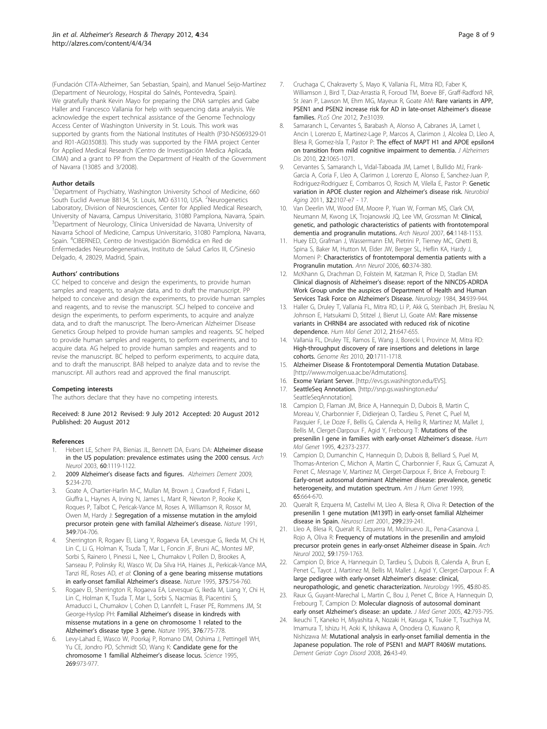(Fundación CITA-Alzheimer, San Sebastian, Spain), and Manuel Seijo-Martínez (Department of Neurology, Hospital do Salnés, Pontevedra, Spain). We gratefully thank Kevin Mayo for preparing the DNA samples and Gabe Haller and Francesco Vallania for help with sequencing data analysis. We acknowledge the expert technical assistance of the Genome Technology Access Center of Washington University in St. Louis. This work was supported by grants from the National Institutes of Health (P30-NS069329-01 and R01-AG035083). This study was supported by the FIMA project Center for Applied Medical Research (Centro de Investigación Medica Aplicada, CIMA) and a grant to PP from the Department of Health of the Government of Navarra (13085 and 3/2008).

#### Author details

[1]Department of Psychiatry, Washington University School of Medicine, 660 South Euclid Avenue B8134, St. Louis, MO 63110, USA. [2]Neurogenetics Laboratory, Division of Neurosciences, Center for Applied Medical Research, University of Navarra, Campus Universitario, 31080 Pamplona, Navarra, Spain. [3]Department of Neurology, Clínica Universidad de Navarra, University of Navarra School of Medicine, Campus Universitario, 31080 Pamplona, Navarra, Spain. [4]CIBERNED, Centro de Investigación Biomédica en Red de Enfermedades Neurodegenerativas, Instituto de Salud Carlos III, C/Sinesio Delgado, 4, 28029, Madrid, Spain.

#### Authors' contributions

CC helped to conceive and design the experiments, to provide human samples and reagents, to analyze data, and to draft the manuscript. PP helped to conceive and design the experiments, to provide human samples and reagents, and to revise the manuscript. SCJ helped to conceive and design the experiments, to perform experiments, to acquire and analyze data, and to draft the manuscript. The Ibero-American Alzheimer Disease Genetics Group helped to provide human samples and reagents. SC helped to provide human samples and reagents, to perform experiments, and to acquire data. AG helped to provide human samples and reagents and to revise the manuscript. BC helped to perform experiments, to acquire data, and to draft the manuscript. BAB helped to analyze data and to revise the manuscript. All authors read and approved the final manuscript.

#### Competing interests

The authors declare that they have no competing interests.

Received: 8 June 2012 Revised: 9 July 2012 Accepted: 20 August 2012
Published: 20 August 2012

#### References

1. Hebert LE, Scherr PA, Bienias JL, Bennett DA, Evans DA: **Alzheimer disease in the US population: prevalence estimates using the 2000 census.** *Arch Neurol* 2003, **60**:1119-1122.
2. **2009 Alzheimer's disease facts and figures.** *Alzheimers Dement* 2009, **5**:234-270.
3. Goate A, Chartier-Harlin M-C, Mullan M, Brown J, Crawford F, Fidani L, Giuffra L, Haynes A, Irving N, James L, Mant R, Newton P, Rooke K, Roques P, Talbot C, Pericak-Vance M, Roses A, Williamson R, Rossor M, Owen M, Hardy J: **Segregation of a missense mutation in the amyloid precursor protein gene with familial Alzheimer's disease.** *Nature* 1991, **349**:704-706.
4. Sherrington R, Rogaev EI, Liang Y, Rogaeva EA, Levesque G, Ikeda M, Chi H, Lin C, Li G, Holman K, Tsuda T, Mar L, Foncin JF, Bruni AC, Montesi MP, Sorbi S, Rainero I, Pinessi L, Nee L, Chumakov I, Pollen D, Brookes A, Sanseau P, Polinsky RJ, Wasco W, Da Silva HA, Haines JL, Perkicak-Vance MA, Tanzi RE, Roses AD, *et al*: **Cloning of a gene bearing missense mutations in early-onset familial Alzheimer's disease.** *Nature* 1995, **375**:754-760.
5. Rogaev EI, Sherrington R, Rogaeva EA, Levesque G, Ikeda M, Liang Y, Chi H, Lin C, Holman K, Tsuda T, Mar L, Sorbi S, Nacmias B, Piacentini S, Amaducci L, Chumakov I, Cohen D, Lannfelt L, Fraser PE, Rommens JM, St George-Hyslop PH: **Familial Alzheimer's disease in kindreds with missense mutations in a gene on chromosome 1 related to the Alzheimer's disease type 3 gene.** *Nature* 1995, **376**:775-778.
6. Levy-Lahad E, Wasco W, Poorkaj P, Romano DM, Oshima J, Pettingell WH, Yu CE, Jondro PD, Schmidt SD, Wang K: **Candidate gene for the chromosome 1 familial Alzheimer's disease locus.** *Science* 1995, **269**:973-977.
7. Cruchaga C, Chakraverty S, Mayo K, Vallania FL, Mitra RD, Faber K, Williamson J, Bird T, Diaz-Arrastia R, Foroud TM, Boeve BF, Graff-Radford NR, St Jean P, Lawson M, Ehm MG, Mayeux R, Goate AM: **Rare variants in APP, PSEN1 and PSEN2 increase risk for AD in late-onset Alzheimer's disease families.** *PLoS One* 2012, **7**:e31039.
8. Samaranch L, Cervantes S, Barabash A, Alonso A, Cabranes JA, Lamet I, Ancin I, Lorenzo E, Martinez-Lage P, Marcos A, Clarimon J, Alcolea D, Lleo A, Blesa R, Gomez-Isla T, Pastor P: **The effect of MAPT H1 and APOE epsilon4 on transition from mild cognitive impairment to dementia.** *J Alzheimers Dis* 2010, **22**:1065-1071.
9. Cervantes S, Samaranch L, Vidal-Taboada JM, Lamet I, Bullido MJ, Frank-Garcia A, Coria F, Lleo A, Clarimon J, Lorenzo E, Alonso E, Sanchez-Juan P, Rodriguez-Rodriguez E, Combarros O, Rosich M, Vilella E, Pastor P: **Genetic variation in APOE cluster region and Alzheimer's disease risk.** *Neurobiol Aging* 2011, **32**:2107-e7 - 17.
10. Van Deerlin VM, Wood EM, Moore P, Yuan W, Forman MS, Clark CM, Neumann M, Kwong LK, Trojanowski JQ, Lee VM, Grossman M: **Clinical, genetic, and pathologic characteristics of patients with frontotemporal dementia and progranulin mutations.** *Arch Neurol* 2007, **64**:1148-1153.
11. Huey ED, Grafman J, Wassermann EM, Pietrini P, Tierney MC, Ghetti B, Spina S, Baker M, Hutton M, Elder JW, Berger SL, Heflin KA, Hardy J, Momeni P: **Characteristics of frontotemporal dementia patients with a Progranulin mutation.** *Ann Neurol* 2006, **60**:374-380.
12. McKhann G, Drachman D, Folstein M, Katzman R, Price D, Stadlan EM: **Clinical diagnosis of Alzheimer's disease: report of the NINCDS-ADRDA Work Group under the auspices of Department of Health and Human Services Task Force on Alzheimer's Disease.** *Neurology* 1984, **34**:939-944.
13. Haller G, Druley T, Vallania FL, Mitra RD, Li P, Akk G, Steinbach JH, Breslau N, Johnson E, Hatsukami D, Stitzel J, Bierut LJ, Goate AM: **Rare missense variants in CHRNB4 are associated with reduced risk of nicotine dependence.** *Hum Mol Genet* 2012, **21**:647-655.
14. Vallania FL, Druley TE, Ramos E, Wang J, Borecki I, Province M, Mitra RD: **High-throughput discovery of rare insertions and deletions in large cohorts.** *Genome Res* 2010, **20**:1711-1718.
15. **Alzheimer Disease & Frontotemporal Dementia Mutation Database.** [http://www.molgen.ua.ac.be/Admutations].
16. **Exome Variant Server.** [http://evs.gs.washington.edu/EVS].
17. **SeattleSeq Annotation.** [http://snp.gs.washington.edu/SeattleSeqAnnotation].
18. Campion D, Flaman JM, Brice A, Hannequin D, Dubois B, Martin C, Moreau V, Charbonnier F, Didierjean O, Tardieu S, Penet C, Puel M, Pasquier F, Le Doze F, Bellis G, Calenda A, Heilig R, Martinez M, Mallet J, Bellis M, Clerget-Darpoux F, Agid Y, Frebourg T: **Mutations of the presenilin I gene in families with early-onset Alzheimer's disease.** *Hum Mol Genet* 1995, **4**:2373-2377.
19. Campion D, Dumanchin C, Hannequin D, Dubois B, Belliard S, Puel M, Thomas-Anterion C, Michon A, Martin C, Charbonnier F, Raux G, Camuzat A, Penet C, Mesnage V, Martinez M, Clerget-Darpoux F, Brice A, Frebourg T: **Early-onset autosomal dominant Alzheimer disease: prevalence, genetic heterogeneity, and mutation spectrum.** *Am J Hum Genet* 1999, **65**:664-670.
20. Queralt R, Ezquerra M, Castellvi M, Lleo A, Blesa R, Oliva R: **Detection of the presenilin 1 gene mutation (M139T) in early-onset familial Alzheimer disease in Spain.** *Neurosci Lett* 2001, **299**:239-241.
21. Lleo A, Blesa R, Queralt R, Ezquerra M, Molinuevo JL, Pena-Casanova J, Rojo A, Oliva R: **Frequency of mutations in the presenilin and amyloid precursor protein genes in early-onset Alzheimer disease in Spain.** *Arch Neurol* 2002, **59**:1759-1763.
22. Campion D, Brice A, Hannequin D, Tardieu S, Dubois B, Calenda A, Brun E, Penet C, Tayot J, Martinez M, Bellis M, Mallet J, Agid Y, Clerget-Darpoux F: **A large pedigree with early-onset Alzheimer's disease: clinical, neuropathologic, and genetic characterization.** *Neurology* 1995, **45**:80-85.
23. Raux G, Guyant-Marechal L, Martin C, Bou J, Penet C, Brice A, Hannequin D, Frebourg T, Campion D: **Molecular diagnosis of autosomal dominant early onset Alzheimer's disease: an update.** *J Med Genet* 2005, **42**:793-795.
24. Ikeuchi T, Kaneko H, Miyashita A, Nozaki H, Kasuga K, Tsukie T, Tsuchiya M, Imamura T, Ishizu H, Aoki K, Ishikawa A, Onodera O, Kuwano R, Nishizawa M: **Mutational analysis in early-onset familial dementia in the Japanese population. The role of PSEN1 and MAPT R406W mutations.** *Dement Geriatr Cogn Disord* 2008, **26**:43-49.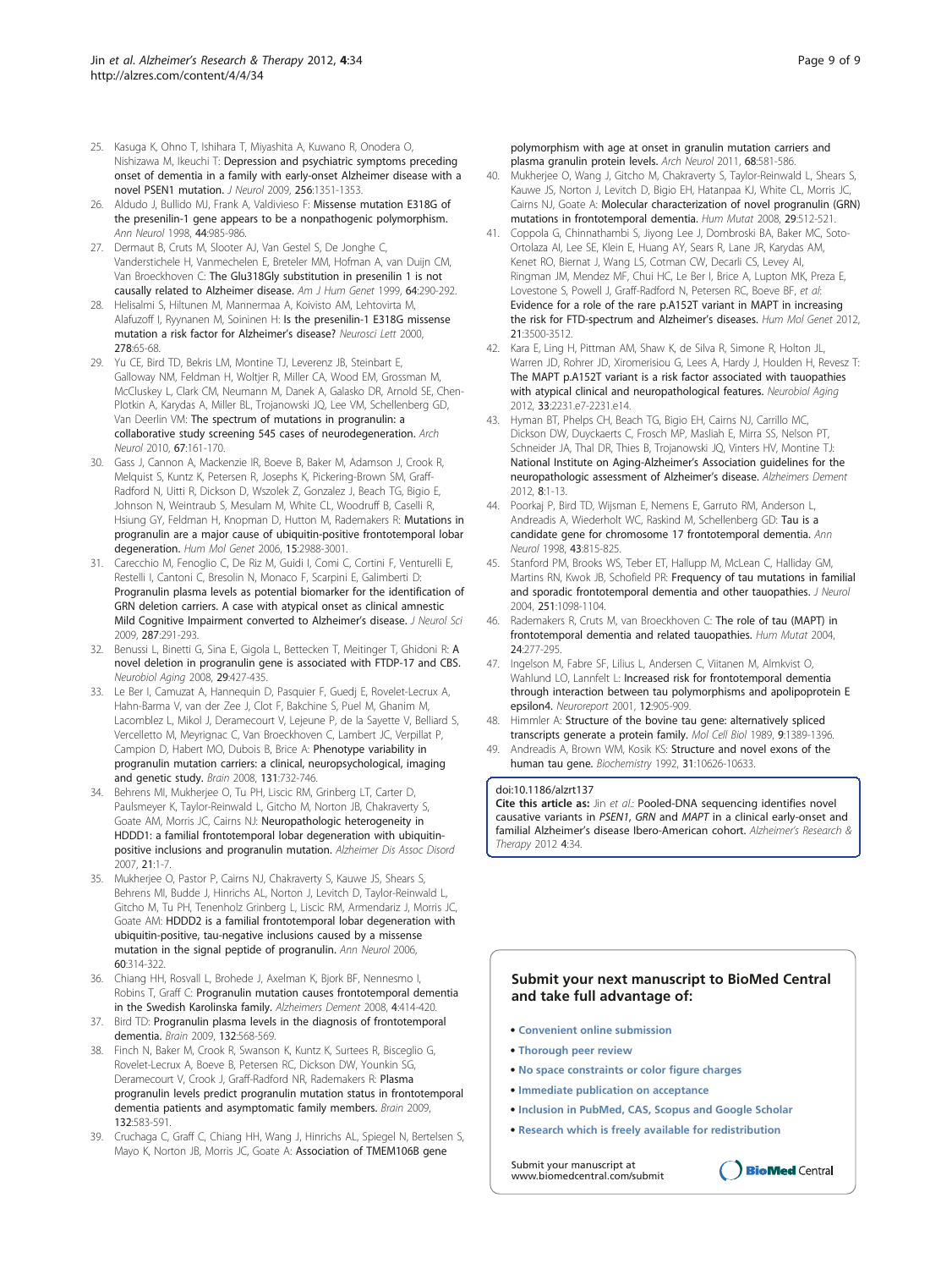25. Kasuga K, Ohno T, Ishihara T, Miyashita A, Kuwano R, Onodera O, Nishizawa M, Ikeuchi T: **Depression and psychiatric symptoms preceding onset of dementia in a family with early-onset Alzheimer disease with a novel PSEN1 mutation.** *J Neurol* 2009, **256**:1351-1353.
26. Aldudo J, Bullido MJ, Frank A, Valdivieso F: **Missense mutation E318G of the presenilin-1 gene appears to be a nonpathogenic polymorphism.** *Ann Neurol* 1998, **44**:985-986.
27. Dermaut B, Cruts M, Slooter AJ, Van Gestel S, De Jonghe C, Vanderstichele H, Vanmechelen E, Breteler MM, Hofman A, van Duijn CM, Van Broeckhoven C: **The Glu318Gly substitution in presenilin 1 is not causally related to Alzheimer disease.** *Am J Hum Genet* 1999, **64**:290-292.
28. Helisalmi S, Hiltunen M, Mannermaa A, Koivisto AM, Lehtovirta M, Alafuzoff I, Ryynanen M, Soininen H: **Is the presenilin-1 E318G missense mutation a risk factor for Alzheimer's disease?** *Neurosci Lett* 2000, **278**:65-68.
29. Yu CE, Bird TD, Bekris LM, Montine TJ, Leverenz JB, Steinbart E, Galloway NM, Feldman H, Woltjer R, Miller CA, Wood EM, Grossman M, McCluskey L, Clark CM, Neumann M, Danek A, Galasko DR, Arnold SE, Chen-Plotkin A, Karydas A, Miller BL, Trojanowski JQ, Lee VM, Schellenberg GD, Van Deerlin VM: **The spectrum of mutations in progranulin: a collaborative study screening 545 cases of neurodegeneration.** *Arch Neurol* 2010, **67**:161-170.
30. Gass J, Cannon A, Mackenzie IR, Boeve B, Baker M, Adamson J, Crook R, Melquist S, Kuntz K, Petersen R, Josephs K, Pickering-Brown SM, Graff-Radford N, Uitti R, Dickson D, Wszolek Z, Gonzalez J, Beach TG, Bigio E, Johnson N, Weintraub S, Mesulam M, White CL, Woodruff B, Caselli R, Hsiung GY, Feldman H, Knopman D, Hutton M, Rademakers R: **Mutations in progranulin are a major cause of ubiquitin-positive frontotemporal lobar degeneration.** *Hum Mol Genet* 2006, **15**:2988-3001.
31. Carecchio M, Fenoglio C, De Riz M, Guidi I, Comi C, Cortini F, Venturelli E, Restelli I, Cantoni C, Bresolin N, Monaco F, Scarpini E, Galimberti D: **Progranulin plasma levels as potential biomarker for the identification of GRN deletion carriers. A case with atypical onset as clinical amnestic Mild Cognitive Impairment converted to Alzheimer's disease.** *J Neurol Sci* 2009, **287**:291-293.
32. Benussi L, Binetti G, Sina E, Gigola L, Bettecken T, Meitinger T, Ghidoni R: **A novel deletion in progranulin gene is associated with FTDP-17 and CBS.** *Neurobiol Aging* 2008, **29**:427-435.
33. Le Ber I, Camuzat A, Hannequin D, Pasquier F, Guedj E, Rovelet-Lecrux A, Hahn-Barma V, van der Zee J, Clot F, Bakchine S, Puel M, Ghanim M, Lacomblez L, Mikol J, Deramecourt V, Lejeune P, de la Sayette V, Belliard S, Vercelletto M, Meyrignac C, Van Broeckhoven C, Lambert JC, Verpillat P, Campion D, Habert MO, Dubois B, Brice A: **Phenotype variability in progranulin mutation carriers: a clinical, neuropsychological, imaging and genetic study.** *Brain* 2008, **131**:732-746.
34. Behrens MI, Mukherjee O, Tu PH, Liscic RM, Grinberg LT, Carter D, Paulsmeyer K, Taylor-Reinwald L, Gitcho M, Norton JB, Chakraverty S, Goate AM, Morris JC, Cairns NJ: **Neuropathologic heterogeneity in HDDD1: a familial frontotemporal lobar degeneration with ubiquitin-positive inclusions and progranulin mutation.** *Alzheimer Dis Assoc Disord* 2007, **21**:1-7.
35. Mukherjee O, Pastor P, Cairns NJ, Chakraverty S, Kauwe JS, Shears S, Behrens MI, Budde J, Hinrichs AL, Norton J, Levitch D, Taylor-Reinwald L, Gitcho M, Tu PH, Tenenholz Grinberg L, Liscic RM, Armendariz J, Morris JC, Goate AM: **HDDD2 is a familial frontotemporal lobar degeneration with ubiquitin-positive, tau-negative inclusions caused by a missense mutation in the signal peptide of progranulin.** *Ann Neurol* 2006, **60**:314-322.
36. Chiang HH, Rosvall L, Brohede J, Axelman K, Bjork BF, Nennesmo I, Robins T, Graff C: **Progranulin mutation causes frontotemporal dementia in the Swedish Karolinska family.** *Alzheimers Dement* 2008, **4**:414-420.
37. Bird TD: **Progranulin plasma levels in the diagnosis of frontotemporal dementia.** *Brain* 2009, **132**:568-569.
38. Finch N, Baker M, Crook R, Swanson K, Kuntz K, Surtees R, Bisceglio G, Rovelet-Lecrux A, Boeve B, Petersen RC, Dickson DW, Younkin SG, Deramecourt V, Crook J, Graff-Radford NR, Rademakers R: **Plasma progranulin levels predict progranulin mutation status in frontotemporal dementia patients and asymptomatic family members.** *Brain* 2009, **132**:583-591.
39. Cruchaga C, Graff C, Chiang HH, Wang J, Hinrichs AL, Spiegel N, Bertelsen S, Mayo K, Norton JB, Morris JC, Goate A: **Association of TMEM106B gene polymorphism with age at onset in granulin mutation carriers and plasma granulin protein levels.** *Arch Neurol* 2011, **68**:581-586.
40. Mukherjee O, Wang J, Gitcho M, Chakraverty S, Taylor-Reinwald L, Shears S, Kauwe JS, Norton J, Levitch D, Bigio EH, Hatanpaa KJ, White CL, Morris JC, Cairns NJ, Goate A: **Molecular characterization of novel progranulin (GRN) mutations in frontotemporal dementia.** *Hum Mutat* 2008, **29**:512-521.
41. Coppola G, Chinnathambi S, Jiyong Lee J, Dombroski BA, Baker MC, Soto-Ortolaza AI, Lee SE, Klein E, Huang AY, Sears R, Lane JR, Karydas AM, Kenet RO, Biernat J, Wang LS, Cotman CW, Decarli CS, Levey AI, Ringman JM, Mendez MF, Chui HC, Le Ber I, Brice A, Lupton MK, Preza E, Lovestone S, Powell J, Graff-Radford N, Petersen RC, Boeve BF, *et al*: **Evidence for a role of the rare p.A152T variant in MAPT in increasing the risk for FTD-spectrum and Alzheimer's diseases.** *Hum Mol Genet* 2012, **21**:3500-3512.
42. Kara E, Ling H, Pittman AM, Shaw K, de Silva R, Simone R, Holton JL, Warren JD, Rohrer JD, Xiromerisiou G, Lees A, Hardy J, Houlden H, Revesz T: **The MAPT p.A152T variant is a risk factor associated with tauopathies with atypical clinical and neuropathological features.** *Neurobiol Aging* 2012, **33**:2231.e7-2231.e14.
43. Hyman BT, Phelps CH, Beach TG, Bigio EH, Cairns NJ, Carrillo MC, Dickson DW, Duyckaerts C, Frosch MP, Masliah E, Mirra SS, Nelson PT, Schneider JA, Thal DR, Thies B, Trojanowski JQ, Vinters HV, Montine TJ: **National Institute on Aging-Alzheimer's Association guidelines for the neuropathologic assessment of Alzheimer's disease.** *Alzheimers Dement* 2012, **8**:1-13.
44. Poorkaj P, Bird TD, Wijsman E, Nemens E, Garruto RM, Anderson L, Andreadis A, Wiederholt WC, Raskind M, Schellenberg GD: **Tau is a candidate gene for chromosome 17 frontotemporal dementia.** *Ann Neurol* 1998, **43**:815-825.
45. Stanford PM, Brooks WS, Teber ET, Hallupp M, McLean C, Halliday GM, Martins RN, Kwok JB, Schofield PR: **Frequency of tau mutations in familial and sporadic frontotemporal dementia and other tauopathies.** *J Neurol* 2004, **251**:1098-1104.
46. Rademakers R, Cruts M, van Broeckhoven C: **The role of tau (MAPT) in frontotemporal dementia and related tauopathies.** *Hum Mutat* 2004, **24**:277-295.
47. Ingelson M, Fabre SF, Lilius L, Andersen C, Viitanen M, Almkvist O, Wahlund LO, Lannfelt L: **Increased risk for frontotemporal dementia through interaction between tau polymorphisms and apolipoprotein E epsilon4.** *Neuroreport* 2001, **12**:905-909.
48. Himmler A: **Structure of the bovine tau gene: alternatively spliced transcripts generate a protein family.** *Mol Cell Biol* 1989, **9**:1389-1396.
49. Andreadis A, Brown WM, Kosik KS: **Structure and novel exons of the human tau gene.** *Biochemistry* 1992, **31**:10626-10633.

doi:10.1186/alzrt137

**Cite this article as:** Jin *et al.*: Pooled-DNA sequencing identifies novel causative variants in *PSEN1*, *GRN* and *MAPT* in a clinical early-onset and familial Alzheimer's disease Ibero-American cohort. *Alzheimer's Research & Therapy* 2012 **4**:34.

**Submit your next manuscript to BioMed Central and take full advantage of:**

- Convenient online submission
- Thorough peer review
- No space constraints or color figure charges
- Immediate publication on acceptance
- Inclusion in PubMed, CAS, Scopus and Google Scholar
- Research which is freely available for redistribution

Submit your manuscript at www.biomedcentral.com/submit

BioMed Central